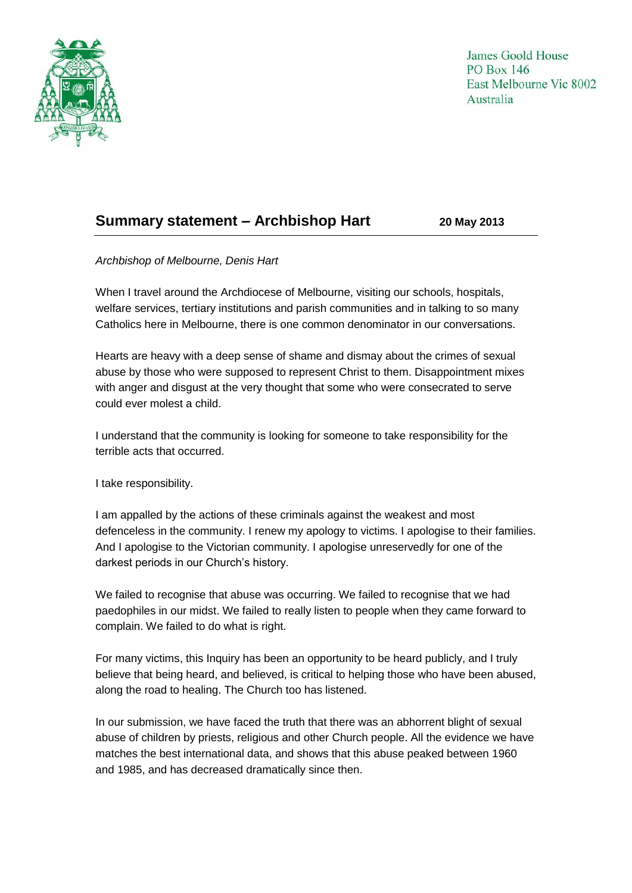James Goold House
PO Box 146
East Melbourne Vic 8002
Australia

## Summary statement – Archbishop Hart

**20 May 2013**

*Archbishop of Melbourne, Denis Hart*

When I travel around the Archdiocese of Melbourne, visiting our schools, hospitals, welfare services, tertiary institutions and parish communities and in talking to so many Catholics here in Melbourne, there is one common denominator in our conversations.

Hearts are heavy with a deep sense of shame and dismay about the crimes of sexual abuse by those who were supposed to represent Christ to them. Disappointment mixes with anger and disgust at the very thought that some who were consecrated to serve could ever molest a child.

I understand that the community is looking for someone to take responsibility for the terrible acts that occurred.

I take responsibility.

I am appalled by the actions of these criminals against the weakest and most defenceless in the community. I renew my apology to victims. I apologise to their families. And I apologise to the Victorian community. I apologise unreservedly for one of the darkest periods in our Church's history.

We failed to recognise that abuse was occurring. We failed to recognise that we had paedophiles in our midst. We failed to really listen to people when they came forward to complain. We failed to do what is right.

For many victims, this Inquiry has been an opportunity to be heard publicly, and I truly believe that being heard, and believed, is critical to helping those who have been abused, along the road to healing. The Church too has listened.

In our submission, we have faced the truth that there was an abhorrent blight of sexual abuse of children by priests, religious and other Church people. All the evidence we have matches the best international data, and shows that this abuse peaked between 1960 and 1985, and has decreased dramatically since then.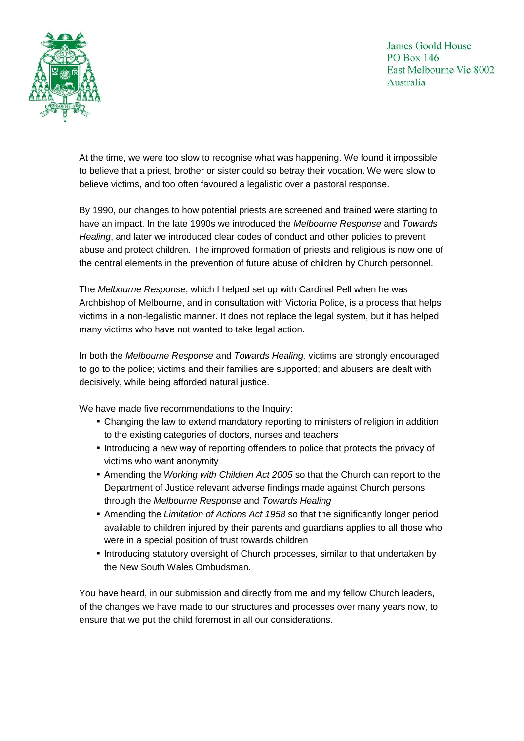At the time, we were too slow to recognise what was happening. We found it impossible to believe that a priest, brother or sister could so betray their vocation. We were slow to believe victims, and too often favoured a legalistic over a pastoral response.

By 1990, our changes to how potential priests are screened and trained were starting to have an impact. In the late 1990s we introduced the *Melbourne Response* and *Towards Healing*, and later we introduced clear codes of conduct and other policies to prevent abuse and protect children. The improved formation of priests and religious is now one of the central elements in the prevention of future abuse of children by Church personnel.

The *Melbourne Response*, which I helped set up with Cardinal Pell when he was Archbishop of Melbourne, and in consultation with Victoria Police, is a process that helps victims in a non-legalistic manner. It does not replace the legal system, but it has helped many victims who have not wanted to take legal action.

In both the *Melbourne Response* and *Towards Healing,* victims are strongly encouraged to go to the police; victims and their families are supported; and abusers are dealt with decisively, while being afforded natural justice.

We have made five recommendations to the Inquiry:

- Changing the law to extend mandatory reporting to ministers of religion in addition to the existing categories of doctors, nurses and teachers
- Introducing a new way of reporting offenders to police that protects the privacy of victims who want anonymity
- Amending the *Working with Children Act 2005* so that the Church can report to the Department of Justice relevant adverse findings made against Church persons through the *Melbourne Response* and *Towards Healing*
- Amending the *Limitation of Actions Act 1958* so that the significantly longer period available to children injured by their parents and guardians applies to all those who were in a special position of trust towards children
- Introducing statutory oversight of Church processes, similar to that undertaken by the New South Wales Ombudsman.

You have heard, in our submission and directly from me and my fellow Church leaders, of the changes we have made to our structures and processes over many years now, to ensure that we put the child foremost in all our considerations.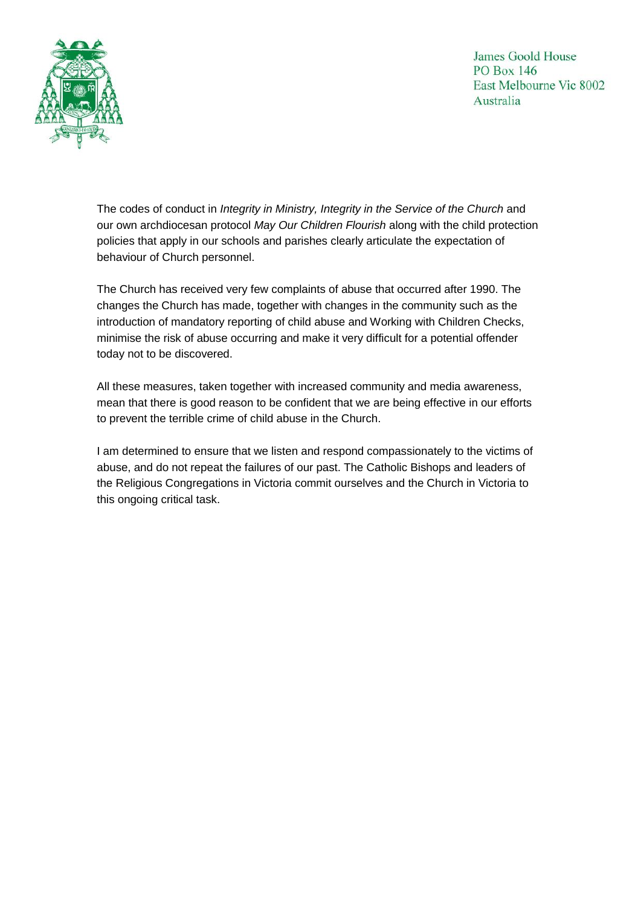James Goold House
PO Box 146
East Melbourne Vic 8002
Australia

The codes of conduct in *Integrity in Ministry, Integrity in the Service of the Church* and our own archdiocesan protocol *May Our Children Flourish* along with the child protection policies that apply in our schools and parishes clearly articulate the expectation of behaviour of Church personnel.

The Church has received very few complaints of abuse that occurred after 1990. The changes the Church has made, together with changes in the community such as the introduction of mandatory reporting of child abuse and Working with Children Checks, minimise the risk of abuse occurring and make it very difficult for a potential offender today not to be discovered.

All these measures, taken together with increased community and media awareness, mean that there is good reason to be confident that we are being effective in our efforts to prevent the terrible crime of child abuse in the Church.

I am determined to ensure that we listen and respond compassionately to the victims of abuse, and do not repeat the failures of our past. The Catholic Bishops and leaders of the Religious Congregations in Victoria commit ourselves and the Church in Victoria to this ongoing critical task.